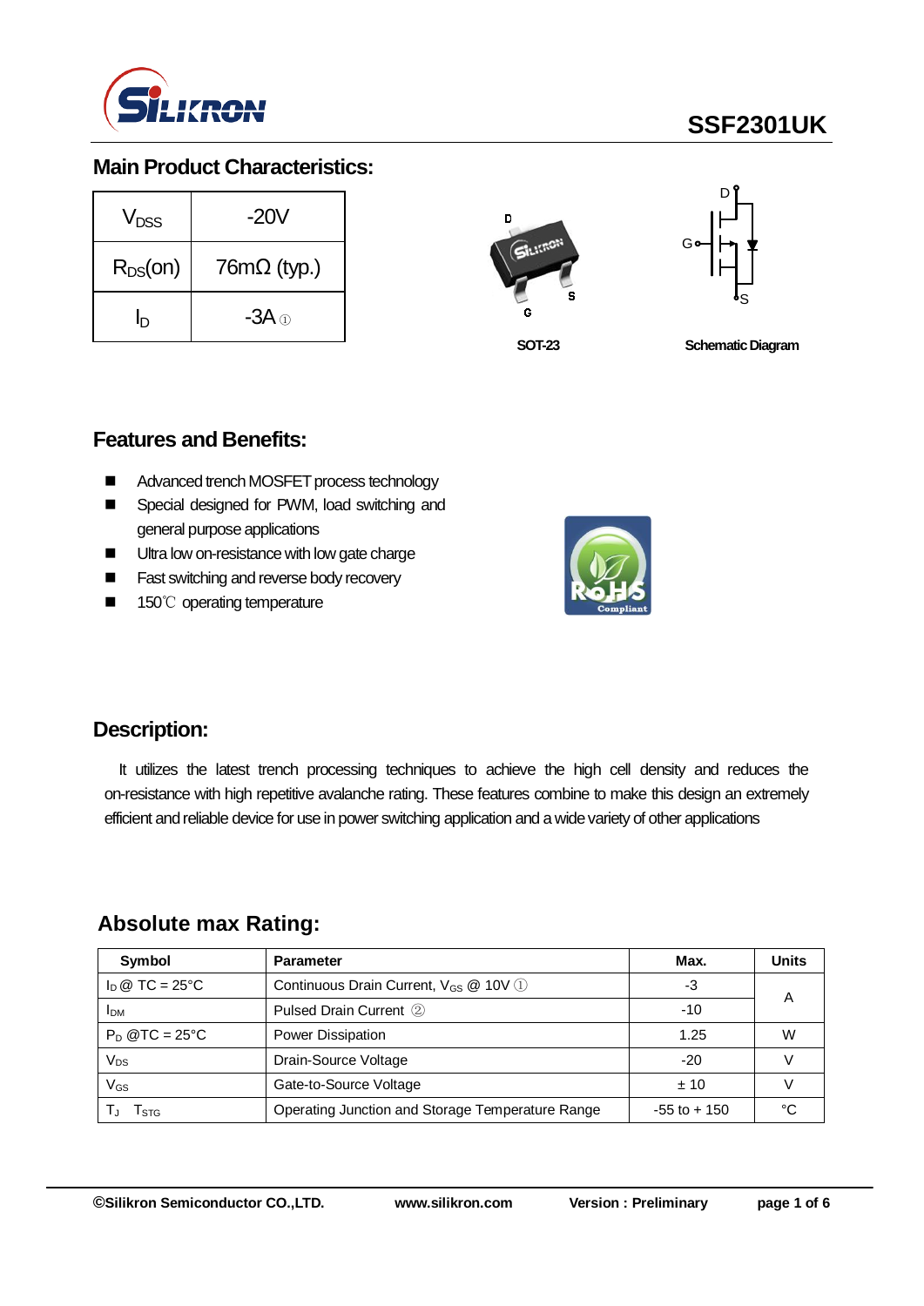# SSF2301UK

## Main Product Characteristics:

| $V_{DSS}$ | -20V |
|---|---|
| $R_{DS}$(on) | 76mΩ (typ.) |
| $I_D$ | -3A ① |

SOT-23

Schematic Diagram

## Features and Benefits:

- Advanced trench MOSFET process technology
- Special designed for PWM, load switching and general purpose applications
- Ultra low on-resistance with low gate charge
- Fast switching and reverse body recovery
- 150℃ operating temperature

## Description:

It utilizes the latest trench processing techniques to achieve the high cell density and reduces the on-resistance with high repetitive avalanche rating. These features combine to make this design an extremely efficient and reliable device for use in power switching application and a wide variety of other applications

## Absolute max Rating:

| Symbol | Parameter | Max. | Units |
|---|---|---|---|
| $I_D$ @ TC = 25°C | Continuous Drain Current, $V_{GS}$ @ 10V ① | -3 | A |
| $I_{DM}$ | Pulsed Drain Current ② | -10 | |
| $P_D$ @TC = 25°C | Power Dissipation | 1.25 | W |
| $V_{DS}$ | Drain-Source Voltage | -20 | V |
| $V_{GS}$ | Gate-to-Source Voltage | ± 10 | V |
| $T_J$ $T_{STG}$ | Operating Junction and Storage Temperature Range | -55 to + 150 | °C |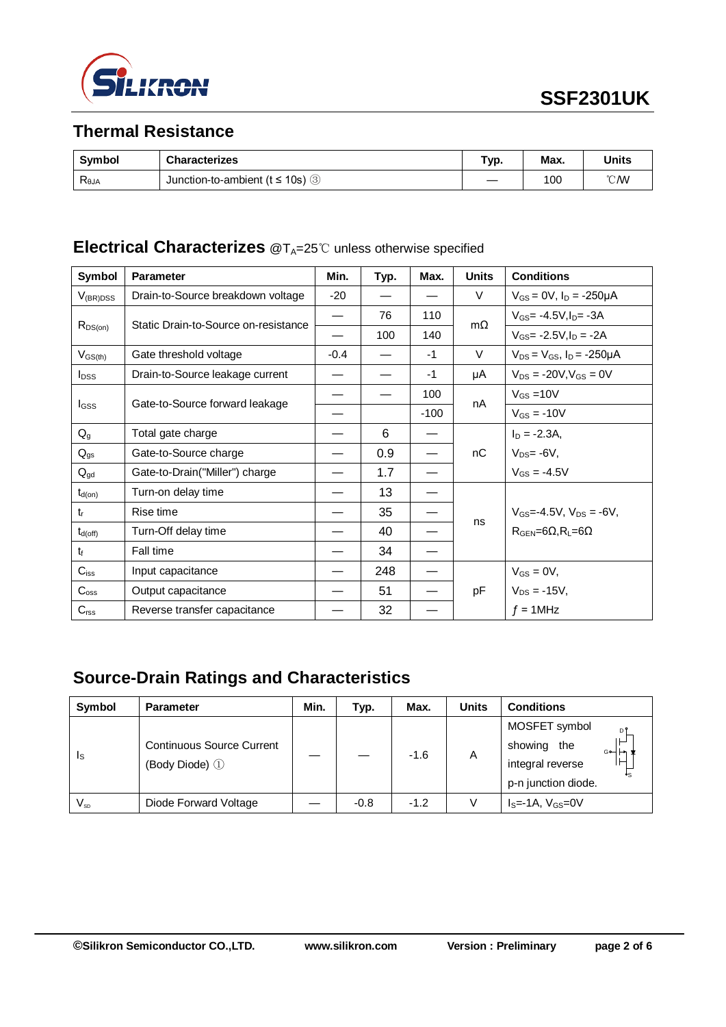## Thermal Resistance

| Symbol | Characterizes | Typ. | Max. | Units |
|---|---|---|---|---|
| $R_{\theta JA}$ | Junction-to-ambient (t ≤ 10s) ③ | — | 100 | ℃/W |

## Electrical Characterizes @$T_A$=25℃ unless otherwise specified

| Symbol | Parameter | Min. | Typ. | Max. | Units | Conditions |
|---|---|---|---|---|---|---|
| $V_{(BR)DSS}$ | Drain-to-Source breakdown voltage | -20 | — | — | V | $V_{GS}$ = 0V, $I_D$ = -250μA |
| $R_{DS(on)}$ | Static Drain-to-Source on-resistance | — | 76 | 110 | mΩ | $V_{GS}$= -4.5V, $I_D$= -3A |
| | | — | 100 | 140 | | $V_{GS}$= -2.5V, $I_D$ = -2A |
| $V_{GS(th)}$ | Gate threshold voltage | -0.4 | — | -1 | V | $V_{DS}$ = $V_{GS}$, $I_D$ = -250μA |
| $I_{DSS}$ | Drain-to-Source leakage current | — | — | -1 | μA | $V_{DS}$ = -20V, $V_{GS}$ = 0V |
| $I_{GSS}$ | Gate-to-Source forward leakage | — | — | 100 | nA | $V_{GS}$ =10V |
| | | — | | -100 | | $V_{GS}$ = -10V |
| $Q_g$ | Total gate charge | — | 6 | — | nC | $I_D$ = -2.3A, |
| $Q_{gs}$ | Gate-to-Source charge | — | 0.9 | — | | $V_{DS}$= -6V, |
| $Q_{gd}$ | Gate-to-Drain("Miller") charge | — | 1.7 | — | | $V_{GS}$ = -4.5V |
| $t_{d(on)}$ | Turn-on delay time | — | 13 | — | ns | $V_{GS}$=-4.5V, $V_{DS}$ = -6V, |
| $t_r$ | Rise time | — | 35 | — | | $R_{GEN}$=6Ω, $R_L$=6Ω |
| $t_{d(off)}$ | Turn-Off delay time | — | 40 | — | | |
| $t_f$ | Fall time | — | 34 | — | | |
| $C_{iss}$ | Input capacitance | — | 248 | — | pF | $V_{GS}$ = 0V, |
| $C_{oss}$ | Output capacitance | — | 51 | — | | $V_{DS}$ = -15V, |
| $C_{rss}$ | Reverse transfer capacitance | — | 32 | — | | $f$ = 1MHz |

## Source-Drain Ratings and Characteristics

| Symbol | Parameter | Min. | Typ. | Max. | Units | Conditions |
|---|---|---|---|---|---|---|
| $I_S$ | Continuous Source Current (Body Diode) ① | — | — | -1.6 | A | MOSFET symbol showing the integral reverse p-n junction diode. |
| $V_{SD}$ | Diode Forward Voltage | — | -0.8 | -1.2 | V | $I_S$=-1A, $V_{GS}$=0V |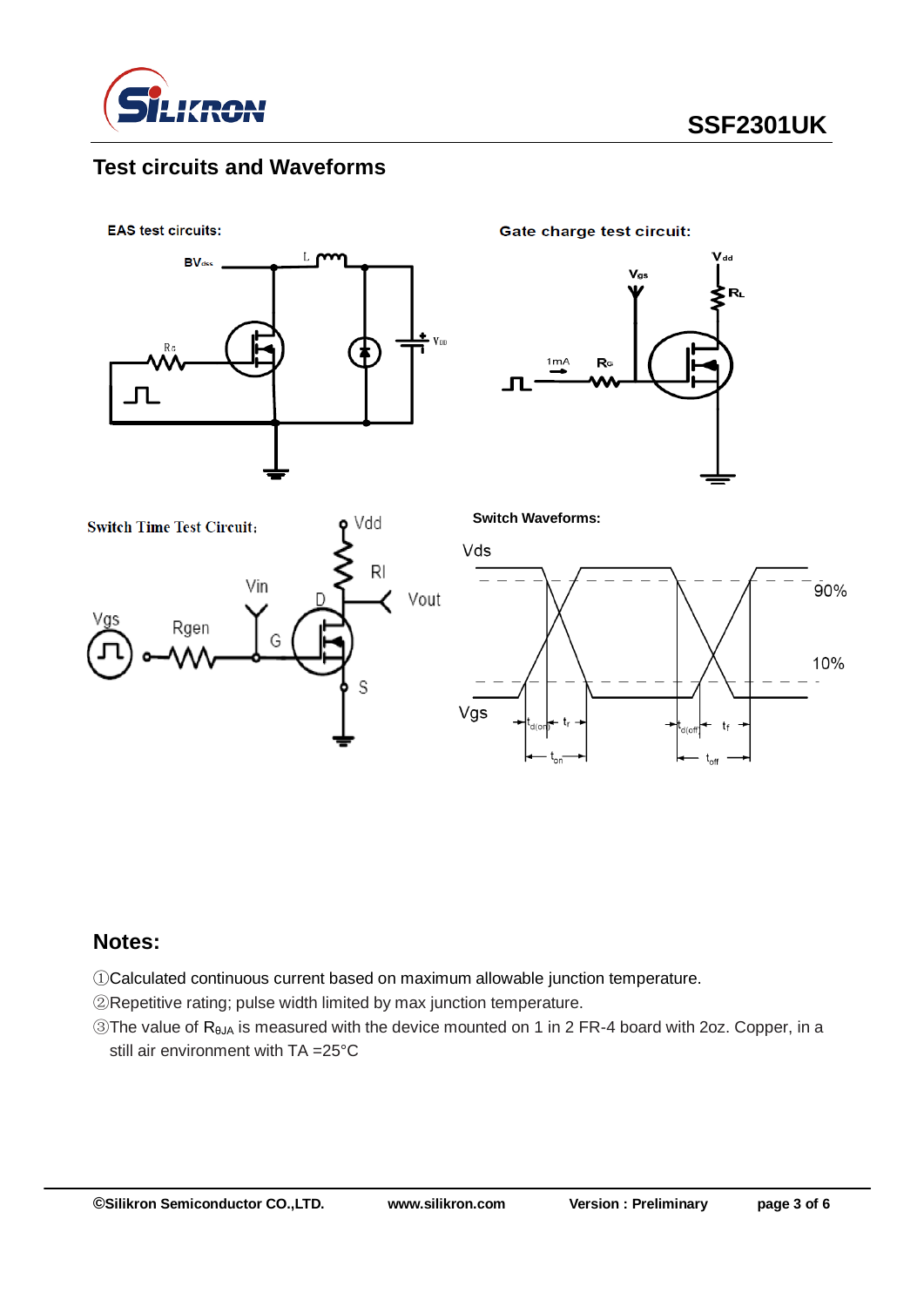## Test circuits and Waveforms

EAS test circuits:

Gate charge test circuit:

Switch Time Test Circuit:

Switch Waveforms:

## Notes:

①Calculated continuous current based on maximum allowable junction temperature.

②Repetitive rating; pulse width limited by max junction temperature.

③The value of $R_{\theta JA}$ is measured with the device mounted on 1 in 2 FR-4 board with 2oz. Copper, in a still air environment with TA =25°C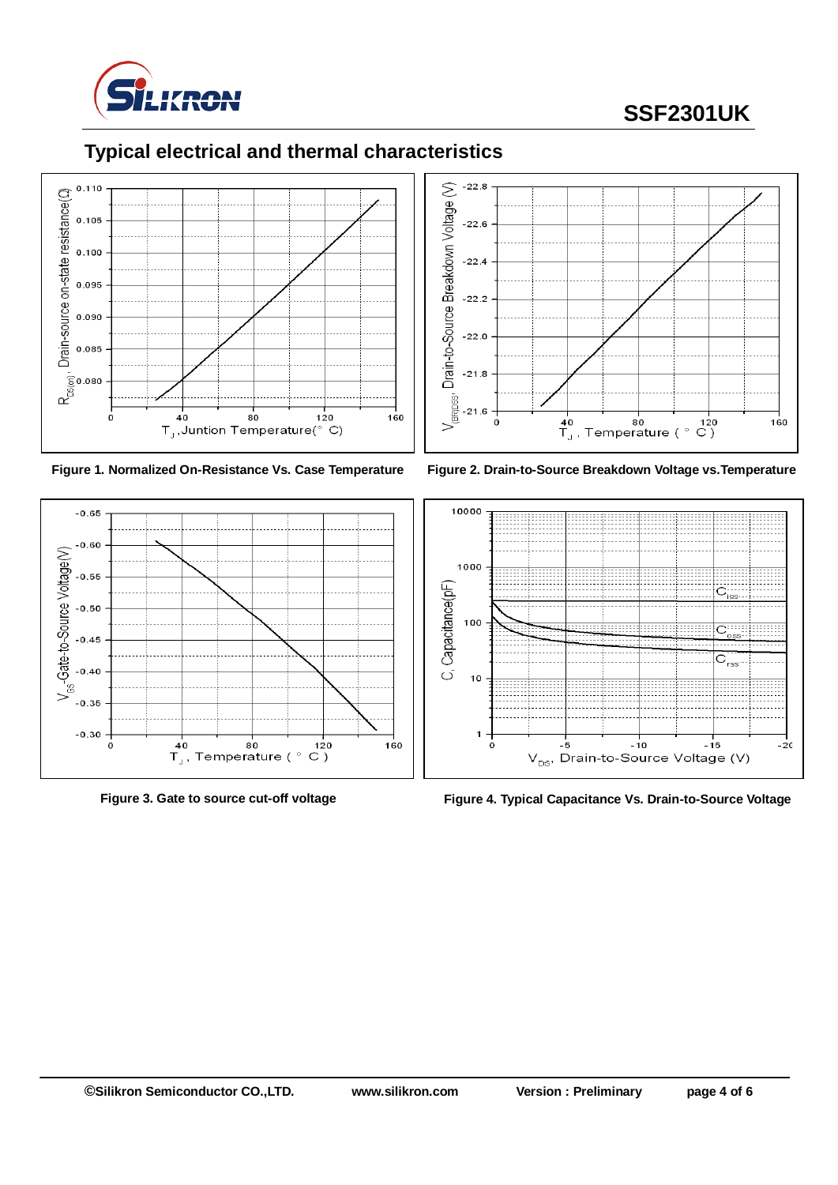## Typical electrical and thermal characteristics

**Figure 1. Normalized On-Resistance Vs. Case Temperature**

**Figure 2. Drain-to-Source Breakdown Voltage vs.Temperature**

**Figure 3. Gate to source cut-off voltage**

**Figure 4. Typical Capacitance Vs. Drain-to-Source Voltage**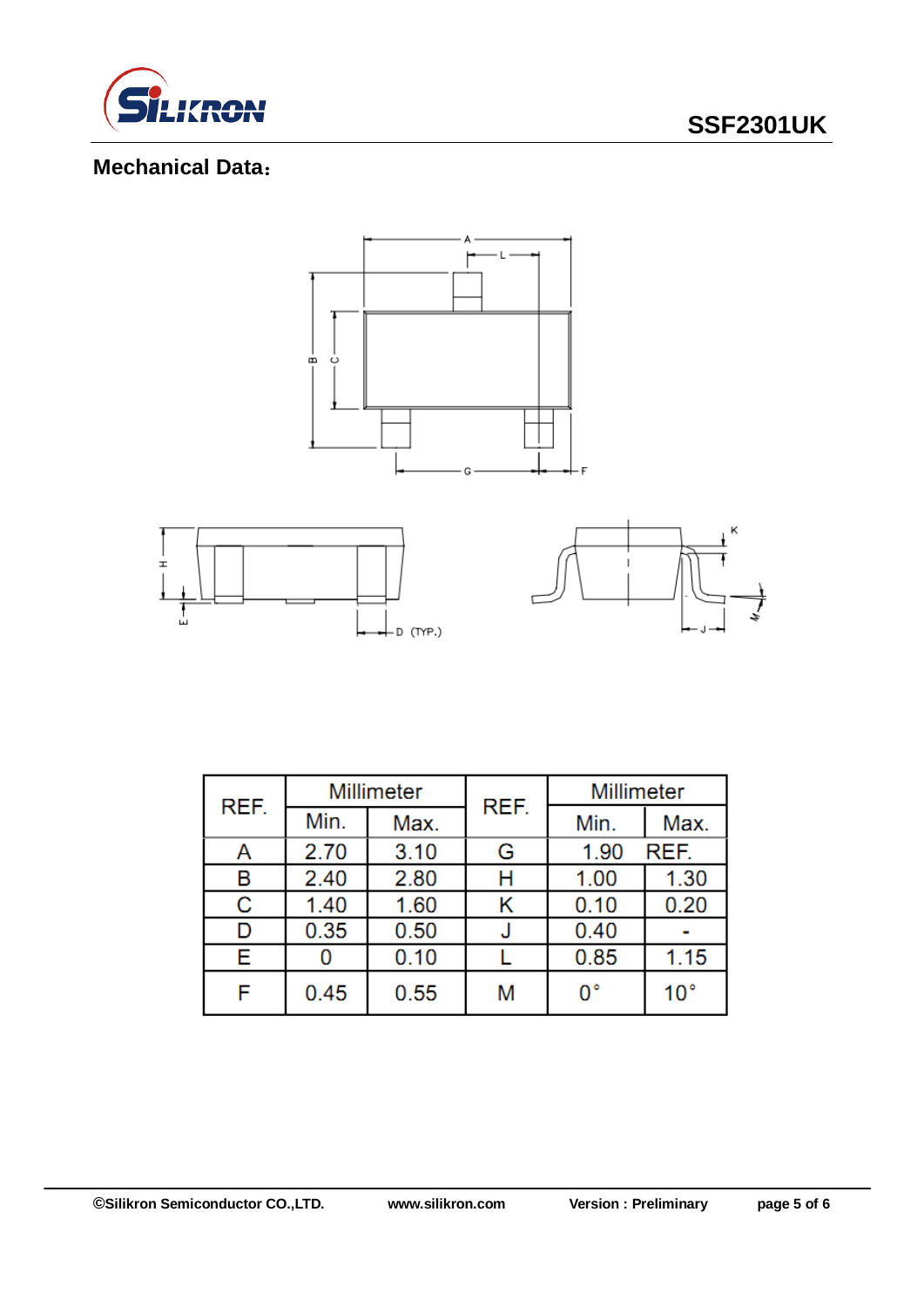## Mechanical Data：

| REF. | Millimeter | | REF. | Millimeter | |
|---|---|---|---|---|---|
| | Min. | Max. | | Min. | Max. |
| A | 2.70 | 3.10 | G | 1.90 | REF. |
| B | 2.40 | 2.80 | H | 1.00 | 1.30 |
| C | 1.40 | 1.60 | K | 0.10 | 0.20 |
| D | 0.35 | 0.50 | J | 0.40 | - |
| E | 0 | 0.10 | L | 0.85 | 1.15 |
| F | 0.45 | 0.55 | M | 0° | 10° |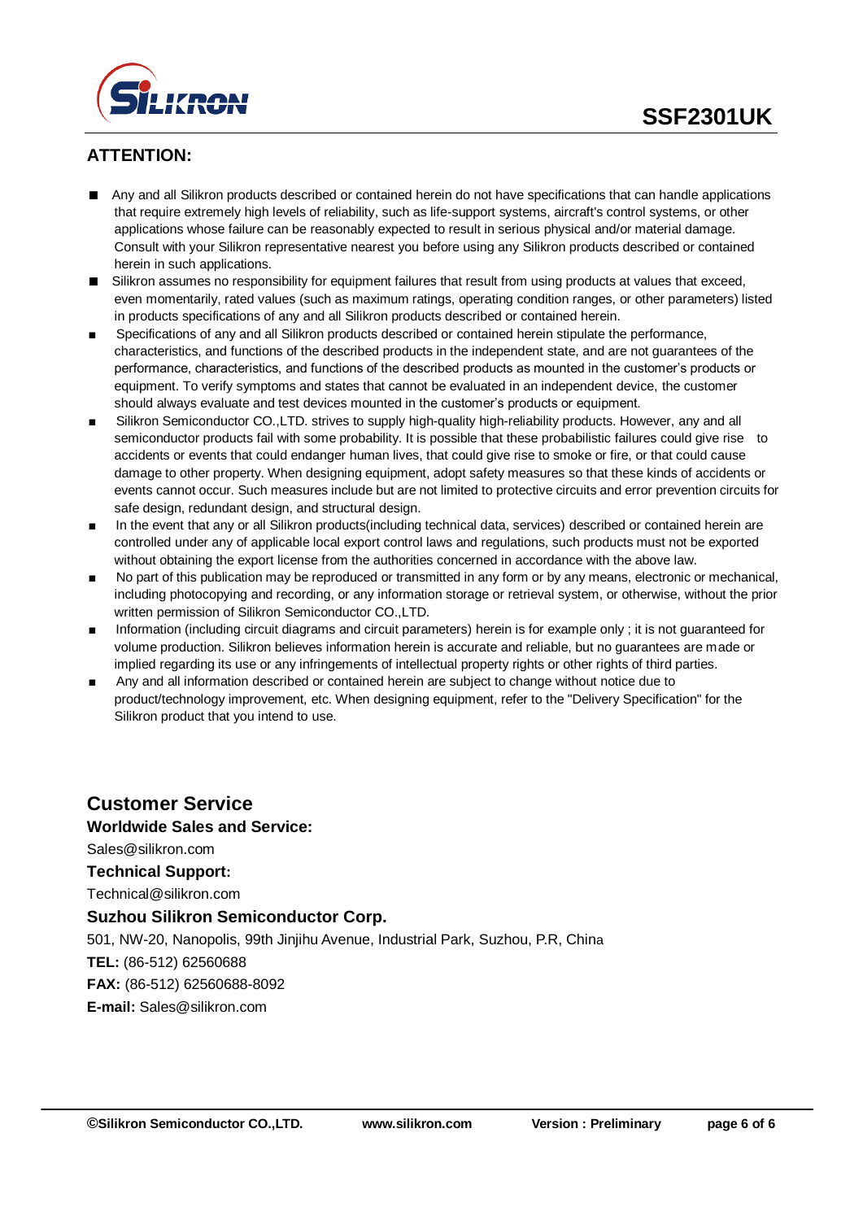## ATTENTION:

- Any and all Silikron products described or contained herein do not have specifications that can handle applications that require extremely high levels of reliability, such as life-support systems, aircraft's control systems, or other applications whose failure can be reasonably expected to result in serious physical and/or material damage. Consult with your Silikron representative nearest you before using any Silikron products described or contained herein in such applications.
- Silikron assumes no responsibility for equipment failures that result from using products at values that exceed, even momentarily, rated values (such as maximum ratings, operating condition ranges, or other parameters) listed in products specifications of any and all Silikron products described or contained herein.
- Specifications of any and all Silikron products described or contained herein stipulate the performance, characteristics, and functions of the described products in the independent state, and are not guarantees of the performance, characteristics, and functions of the described products as mounted in the customer's products or equipment. To verify symptoms and states that cannot be evaluated in an independent device, the customer should always evaluate and test devices mounted in the customer's products or equipment.
- Silikron Semiconductor CO.,LTD. strives to supply high-quality high-reliability products. However, any and all semiconductor products fail with some probability. It is possible that these probabilistic failures could give rise to accidents or events that could endanger human lives, that could give rise to smoke or fire, or that could cause damage to other property. When designing equipment, adopt safety measures so that these kinds of accidents or events cannot occur. Such measures include but are not limited to protective circuits and error prevention circuits for safe design, redundant design, and structural design.
- In the event that any or all Silikron products(including technical data, services) described or contained herein are controlled under any of applicable local export control laws and regulations, such products must not be exported without obtaining the export license from the authorities concerned in accordance with the above law.
- No part of this publication may be reproduced or transmitted in any form or by any means, electronic or mechanical, including photocopying and recording, or any information storage or retrieval system, or otherwise, without the prior written permission of Silikron Semiconductor CO.,LTD.
- Information (including circuit diagrams and circuit parameters) herein is for example only ; it is not guaranteed for volume production. Silikron believes information herein is accurate and reliable, but no guarantees are made or implied regarding its use or any infringements of intellectual property rights or other rights of third parties.
- Any and all information described or contained herein are subject to change without notice due to product/technology improvement, etc. When designing equipment, refer to the "Delivery Specification" for the Silikron product that you intend to use.

## Customer Service

**Worldwide Sales and Service:**

Sales@silikron.com

**Technical Support:**

Technical@silikron.com

**Suzhou Silikron Semiconductor Corp.**

501, NW-20, Nanopolis, 99th Jinjihu Avenue, Industrial Park, Suzhou, P.R, China

**TEL:** (86-512) 62560688

**FAX:** (86-512) 62560688-8092

**E-mail:** Sales@silikron.com